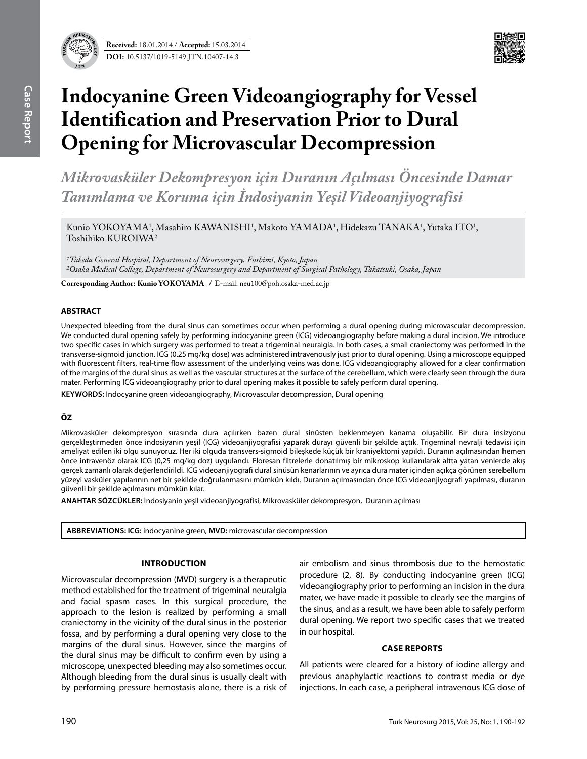**Received:** 18.01.2014 / **Accepted:** 15.03.2014

**DOI:** 10.5137/1019-5149.JTN.10407-14.3

# Indocyanine Green Videoangiography for Vessel Identification and Preservation Prior to Dural Opening for Microvascular Decompression

## *Mikrovasküler Dekompresyon için Duranın Açılması Öncesinde Damar Tanımlama ve Koruma için İndosiyanin Yeşil Videoanjiyografisi*

Kunio YOKOYAMA[1], Masahiro KAWANISHI[1], Makoto YAMADA[1], Hidekazu TANAKA[1], Yutaka ITO[1], Toshihiko KUROIWA[2]

*[1]Takeda General Hospital, Department of Neurosurgery, Fushimi, Kyoto, Japan*
*[2]Osaka Medical College, Department of Neurosurgery and Department of Surgical Pathology, Takatsuki, Osaka, Japan*

**Corresponding Author: Kunio YOKOYAMA** / E-mail: neu100@poh.osaka-med.ac.jp

### ABSTRACT

Unexpected bleeding from the dural sinus can sometimes occur when performing a dural opening during microvascular decompression. We conducted dural opening safely by performing indocyanine green (ICG) videoangiography before making a dural incision. We introduce two specific cases in which surgery was performed to treat a trigeminal neuralgia. In both cases, a small craniectomy was performed in the transverse-sigmoid junction. ICG (0.25 mg/kg dose) was administered intravenously just prior to dural opening. Using a microscope equipped with fluorescent filters, real-time flow assessment of the underlying veins was done. ICG videoangiography allowed for a clear confirmation of the margins of the dural sinus as well as the vascular structures at the surface of the cerebellum, which were clearly seen through the dura mater. Performing ICG videoangiography prior to dural opening makes it possible to safely perform dural opening.

**KEYWORDS:** Indocyanine green videoangiography, Microvascular decompression, Dural opening

### ÖZ

Mikrovasküler dekompresyon sırasında dura açılırken bazen dural sinüsten beklenmeyen kanama oluşabilir. Bir dura insizyonu gerçekleştirmeden önce indosiyanin yeşil (ICG) videoanjiyografisi yaparak durayı güvenli bir şekilde açtık. Trigeminal nevralji tedavisi için ameliyat edilen iki olgu sunuyoruz. Her iki olguda transvers-sigmoid bileşkede küçük bir kraniyektomi yapıldı. Duranın açılmasından hemen önce intravenöz olarak ICG (0,25 mg/kg doz) uygulandı. Floresan filtrelerle donatılmış bir mikroskop kullanılarak altta yatan venlerde akış gerçek zamanlı olarak değerlendirildi. ICG videoanjiyografi dural sinüsün kenarlarının ve ayrıca dura mater içinden açıkça görünen serebellum yüzeyi vasküler yapılarının net bir şekilde doğrulanmasını mümkün kıldı. Duranın açılmasından önce ICG videoanjiyografi yapılması, duranın güvenli bir şekilde açılmasını mümkün kılar.

**ANAHTAR SÖZCÜKLER:** İndosiyanin yeşil videoanjiyografisi, Mikrovasküler dekompresyon, Duranın açılması

**ABBREVIATIONS: ICG:** indocyanine green, **MVD:** microvascular decompression

## INTRODUCTION

Microvascular decompression (MVD) surgery is a therapeutic method established for the treatment of trigeminal neuralgia and facial spasm cases. In this surgical procedure, the approach to the lesion is realized by performing a small craniectomy in the vicinity of the dural sinus in the posterior fossa, and by performing a dural opening very close to the margins of the dural sinus. However, since the margins of the dural sinus may be difficult to confirm even by using a microscope, unexpected bleeding may also sometimes occur. Although bleeding from the dural sinus is usually dealt with by performing pressure hemostasis alone, there is a risk of air embolism and sinus thrombosis due to the hemostatic procedure (2, 8). By conducting indocyanine green (ICG) videoangiography prior to performing an incision in the dura mater, we have made it possible to clearly see the margins of the sinus, and as a result, we have been able to safely perform dural opening. We report two specific cases that we treated in our hospital.

## CASE REPORTS

All patients were cleared for a history of iodine allergy and previous anaphylactic reactions to contrast media or dye injections. In each case, a peripheral intravenous ICG dose of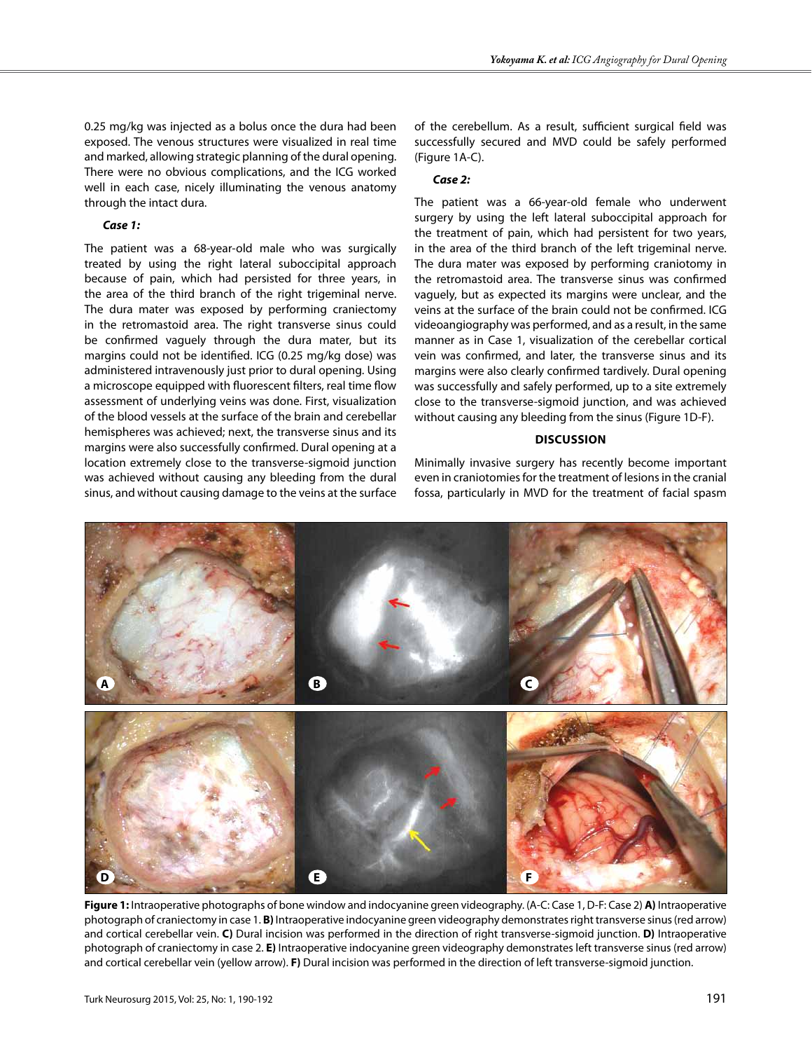0.25 mg/kg was injected as a bolus once the dura had been exposed. The venous structures were visualized in real time and marked, allowing strategic planning of the dural opening. There were no obvious complications, and the ICG worked well in each case, nicely illuminating the venous anatomy through the intact dura.

### *Case 1:*

The patient was a 68-year-old male who was surgically treated by using the right lateral suboccipital approach because of pain, which had persisted for three years, in the area of the third branch of the right trigeminal nerve. The dura mater was exposed by performing craniectomy in the retromastoid area. The right transverse sinus could be confirmed vaguely through the dura mater, but its margins could not be identified. ICG (0.25 mg/kg dose) was administered intravenously just prior to dural opening. Using a microscope equipped with fluorescent filters, real time flow assessment of underlying veins was done. First, visualization of the blood vessels at the surface of the brain and cerebellar hemispheres was achieved; next, the transverse sinus and its margins were also successfully confirmed. Dural opening at a location extremely close to the transverse-sigmoid junction was achieved without causing any bleeding from the dural sinus, and without causing damage to the veins at the surface of the cerebellum. As a result, sufficient surgical field was successfully secured and MVD could be safely performed (Figure 1A-C).

### *Case 2:*

The patient was a 66-year-old female who underwent surgery by using the left lateral suboccipital approach for the treatment of pain, which had persistent for two years, in the area of the third branch of the left trigeminal nerve. The dura mater was exposed by performing craniotomy in the retromastoid area. The transverse sinus was confirmed vaguely, but as expected its margins were unclear, and the veins at the surface of the brain could not be confirmed. ICG videoangiography was performed, and as a result, in the same manner as in Case 1, visualization of the cerebellar cortical vein was confirmed, and later, the transverse sinus and its margins were also clearly confirmed tardively. Dural opening was successfully and safely performed, up to a site extremely close to the transverse-sigmoid junction, and was achieved without causing any bleeding from the sinus (Figure 1D-F).

## DISCUSSION

Minimally invasive surgery has recently become important even in craniotomies for the treatment of lesions in the cranial fossa, particularly in MVD for the treatment of facial spasm

**Figure 1:** Intraoperative photographs of bone window and indocyanine green videography. (A-C: Case 1, D-F: Case 2) **A)** Intraoperative photograph of craniectomy in case 1. **B)** Intraoperative indocyanine green videography demonstrates right transverse sinus (red arrow) and cortical cerebellar vein. **C)** Dural incision was performed in the direction of right transverse-sigmoid junction. **D)** Intraoperative photograph of craniectomy in case 2. **E)** Intraoperative indocyanine green videography demonstrates left transverse sinus (red arrow) and cortical cerebellar vein (yellow arrow). **F)** Dural incision was performed in the direction of left transverse-sigmoid junction.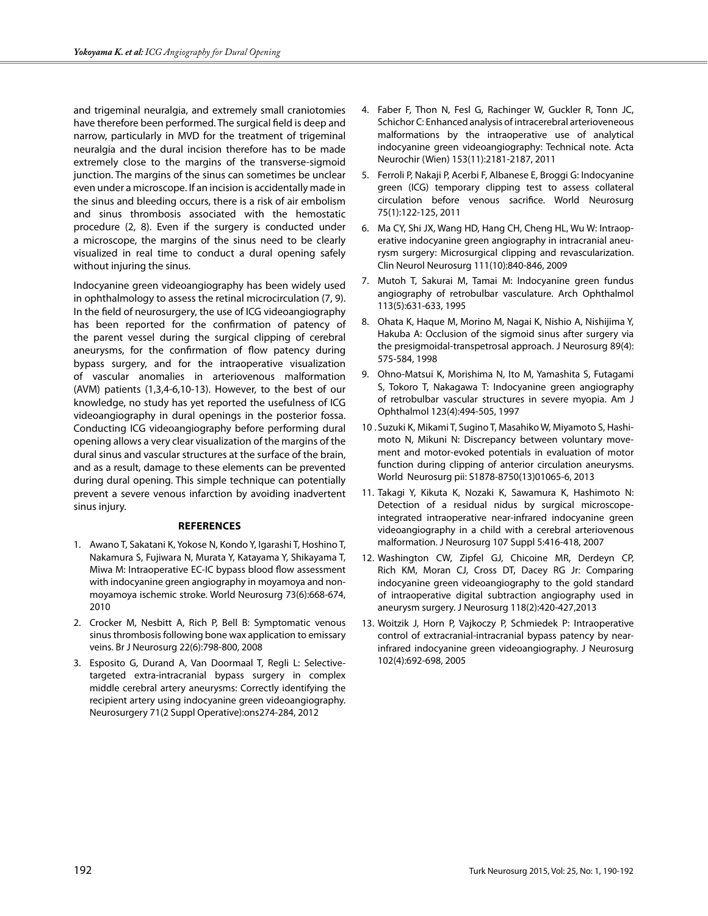and trigeminal neuralgia, and extremely small craniotomies have therefore been performed. The surgical field is deep and narrow, particularly in MVD for the treatment of trigeminal neuralgia and the dural incision therefore has to be made extremely close to the margins of the transverse-sigmoid junction. The margins of the sinus can sometimes be unclear even under a microscope. If an incision is accidentally made in the sinus and bleeding occurs, there is a risk of air embolism and sinus thrombosis associated with the hemostatic procedure (2, 8). Even if the surgery is conducted under a microscope, the margins of the sinus need to be clearly visualized in real time to conduct a dural opening safely without injuring the sinus.

Indocyanine green videoangiography has been widely used in ophthalmology to assess the retinal microcirculation (7, 9). In the field of neurosurgery, the use of ICG videoangiography has been reported for the confirmation of patency of the parent vessel during the surgical clipping of cerebral aneurysms, for the confirmation of flow patency during bypass surgery, and for the intraoperative visualization of vascular anomalies in arteriovenous malformation (AVM) patients (1,3,4-6,10-13). However, to the best of our knowledge, no study has yet reported the usefulness of ICG videoangiography in dural openings in the posterior fossa. Conducting ICG videoangiography before performing dural opening allows a very clear visualization of the margins of the dural sinus and vascular structures at the surface of the brain, and as a result, damage to these elements can be prevented during dural opening. This simple technique can potentially prevent a severe venous infarction by avoiding inadvertent sinus injury.

## REFERENCES

1. Awano T, Sakatani K, Yokose N, Kondo Y, Igarashi T, Hoshino T, Nakamura S, Fujiwara N, Murata Y, Katayama Y, Shikayama T, Miwa M: Intraoperative EC-IC bypass blood flow assessment with indocyanine green angiography in moyamoya and non-moyamoya ischemic stroke. World Neurosurg 73(6):668-674, 2010
2. Crocker M, Nesbitt A, Rich P, Bell B: Symptomatic venous sinus thrombosis following bone wax application to emissary veins. Br J Neurosurg 22(6):798-800, 2008
3. Esposito G, Durand A, Van Doormaal T, Regli L: Selective-targeted extra-intracranial bypass surgery in complex middle cerebral artery aneurysms: Correctly identifying the recipient artery using indocyanine green videoangiography. Neurosurgery 71(2 Suppl Operative):ons274-284, 2012
4. Faber F, Thon N, Fesl G, Rachinger W, Guckler R, Tonn JC, Schichor C: Enhanced analysis of intracerebral arterioveneous malformations by the intraoperative use of analytical indocyanine green videoangiography: Technical note. Acta Neurochir (Wien) 153(11):2181-2187, 2011
5. Ferroli P, Nakaji P, Acerbi F, Albanese E, Broggi G: Indocyanine green (ICG) temporary clipping test to assess collateral circulation before venous sacrifice. World Neurosurg 75(1):122-125, 2011
6. Ma CY, Shi JX, Wang HD, Hang CH, Cheng HL, Wu W: Intraoperative indocyanine green angiography in intracranial aneurysm surgery: Microsurgical clipping and revascularization. Clin Neurol Neurosurg 111(10):840-846, 2009
7. Mutoh T, Sakurai M, Tamai M: Indocyanine green fundus angiography of retrobulbar vasculature. Arch Ophthalmol 113(5):631-633, 1995
8. Ohata K, Haque M, Morino M, Nagai K, Nishio A, Nishijima Y, Hakuba A: Occlusion of the sigmoid sinus after surgery via the presigmoidal-transpetrosal approach. J Neurosurg 89(4): 575-584, 1998
9. Ohno-Matsui K, Morishima N, Ito M, Yamashita S, Futagami S, Tokoro T, Nakagawa T: Indocyanine green angiography of retrobulbar vascular structures in severe myopia. Am J Ophthalmol 123(4):494-505, 1997
10. Suzuki K, Mikami T, Sugino T, Masahiko W, Miyamoto S, Hashimoto N, Mikuni N: Discrepancy between voluntary movement and motor-evoked potentials in evaluation of motor function during clipping of anterior circulation aneurysms. World Neurosurg pii: S1878-8750(13)01065-6, 2013
11. Takagi Y, Kikuta K, Nozaki K, Sawamura K, Hashimoto N: Detection of a residual nidus by surgical microscope-integrated intraoperative near-infrared indocyanine green videoangiography in a child with a cerebral arteriovenous malformation. J Neurosurg 107 Suppl 5:416-418, 2007
12. Washington CW, Zipfel GJ, Chicoine MR, Derdeyn CP, Rich KM, Moran CJ, Cross DT, Dacey RG Jr: Comparing indocyanine green videoangiography to the gold standard of intraoperative digital subtraction angiography used in aneurysm surgery. J Neurosurg 118(2):420-427,2013
13. Woitzik J, Horn P, Vajkoczy P, Schmiedek P: Intraoperative control of extracranial-intracranial bypass patency by near-infrared indocyanine green videoangiography. J Neurosurg 102(4):692-698, 2005